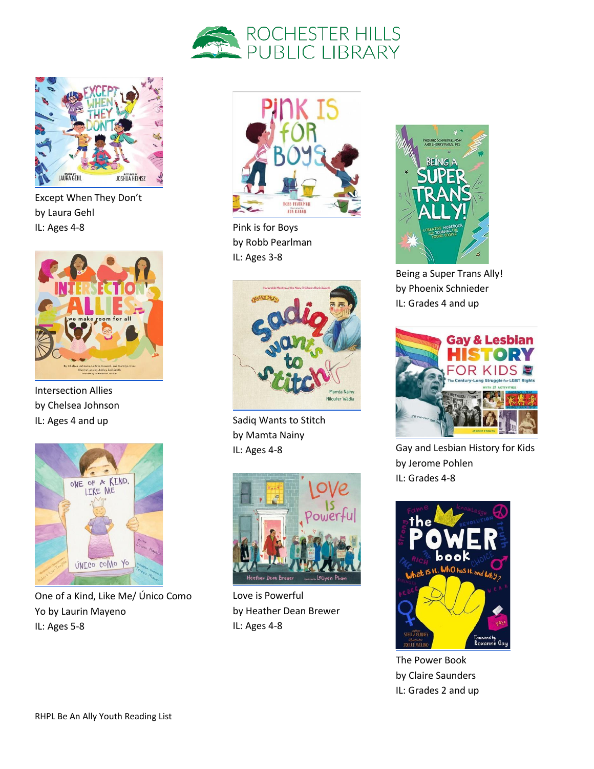# ROCHESTER HILLS PUBLIC LIBRARY

Except When They Don't
by Laura Gehl
IL: Ages 4-8

Intersection Allies
by Chelsea Johnson
IL: Ages 4 and up

One of a Kind, Like Me/ Único Como Yo by Laurin Mayeno
IL: Ages 5-8

Pink is for Boys
by Robb Pearlman
IL: Ages 3-8

Sadiq Wants to Stitch
by Mamta Nainy
IL: Ages 4-8

Love is Powerful
by Heather Dean Brewer
IL: Ages 4-8

Being a Super Trans Ally!
by Phoenix Schnieder
IL: Grades 4 and up

Gay and Lesbian History for Kids
by Jerome Pohlen
IL: Grades 4-8

The Power Book
by Claire Saunders
IL: Grades 2 and up

RHPL Be An Ally Youth Reading List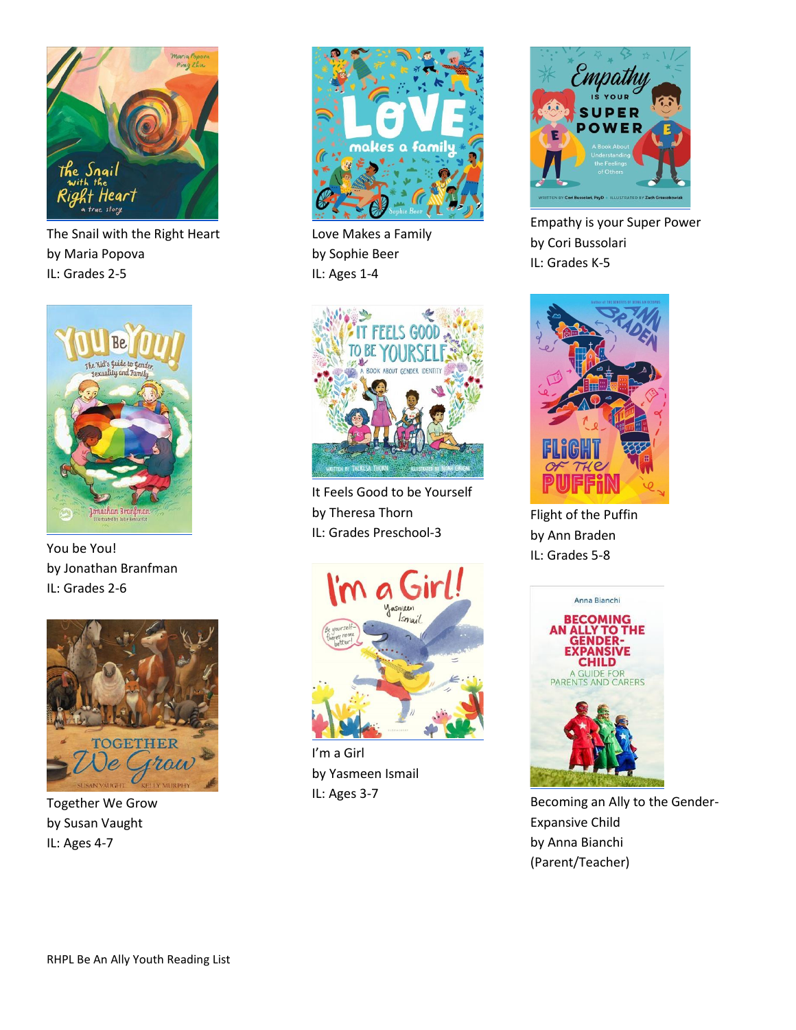The Snail with the Right Heart
by Maria Popova
IL: Grades 2-5

Love Makes a Family
by Sophie Beer
IL: Ages 1-4

Empathy is your Super Power
by Cori Bussolari
IL: Grades K-5

You be You!
by Jonathan Branfman
IL: Grades 2-6

It Feels Good to be Yourself
by Theresa Thorn
IL: Grades Preschool-3

Flight of the Puffin
by Ann Braden
IL: Grades 5-8

Together We Grow
by Susan Vaught
IL: Ages 4-7

I'm a Girl
by Yasmeen Ismail
IL: Ages 3-7

Becoming an Ally to the Gender-Expansive Child
by Anna Bianchi
(Parent/Teacher)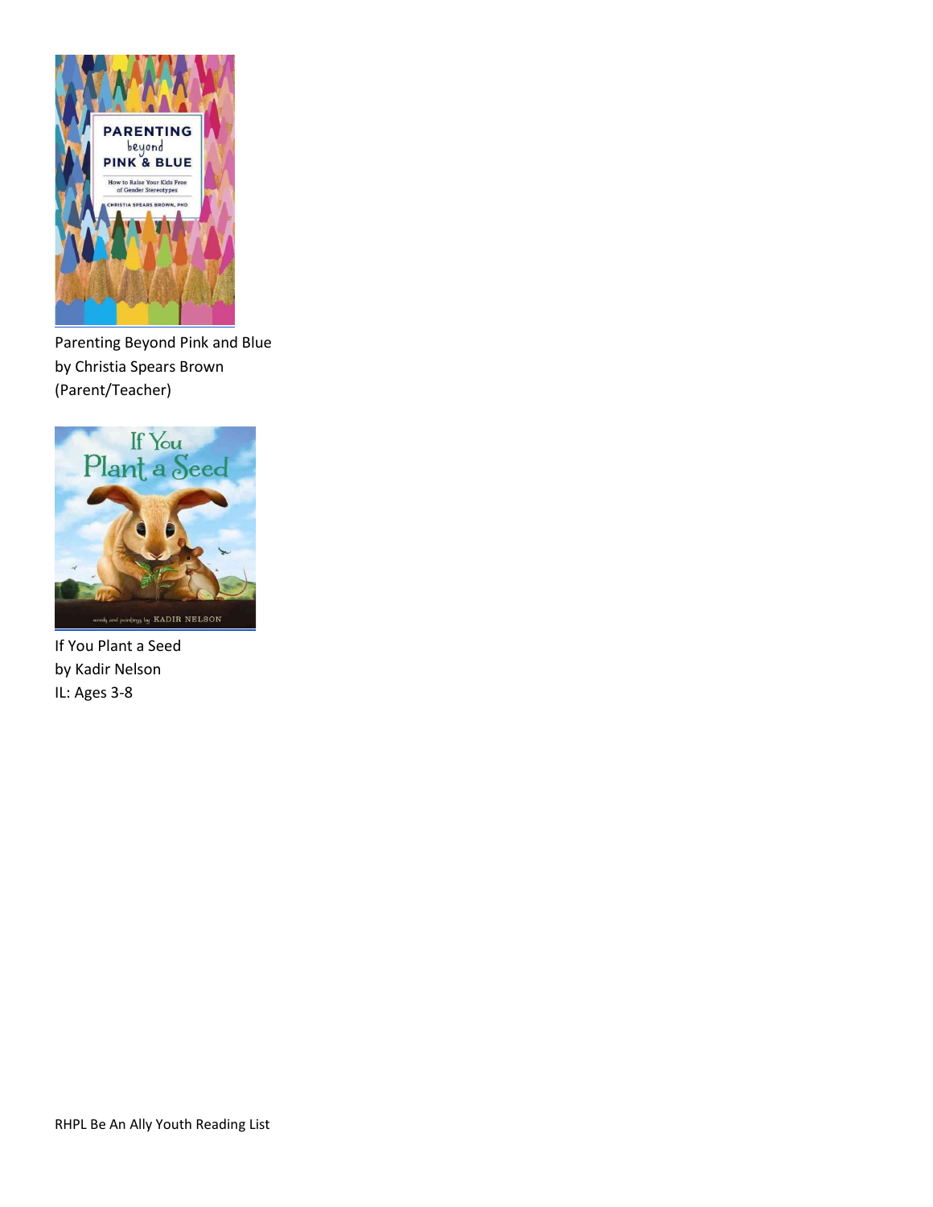Parenting Beyond Pink and Blue
by Christia Spears Brown
(Parent/Teacher)

If You Plant a Seed
by Kadir Nelson
IL: Ages 3-8